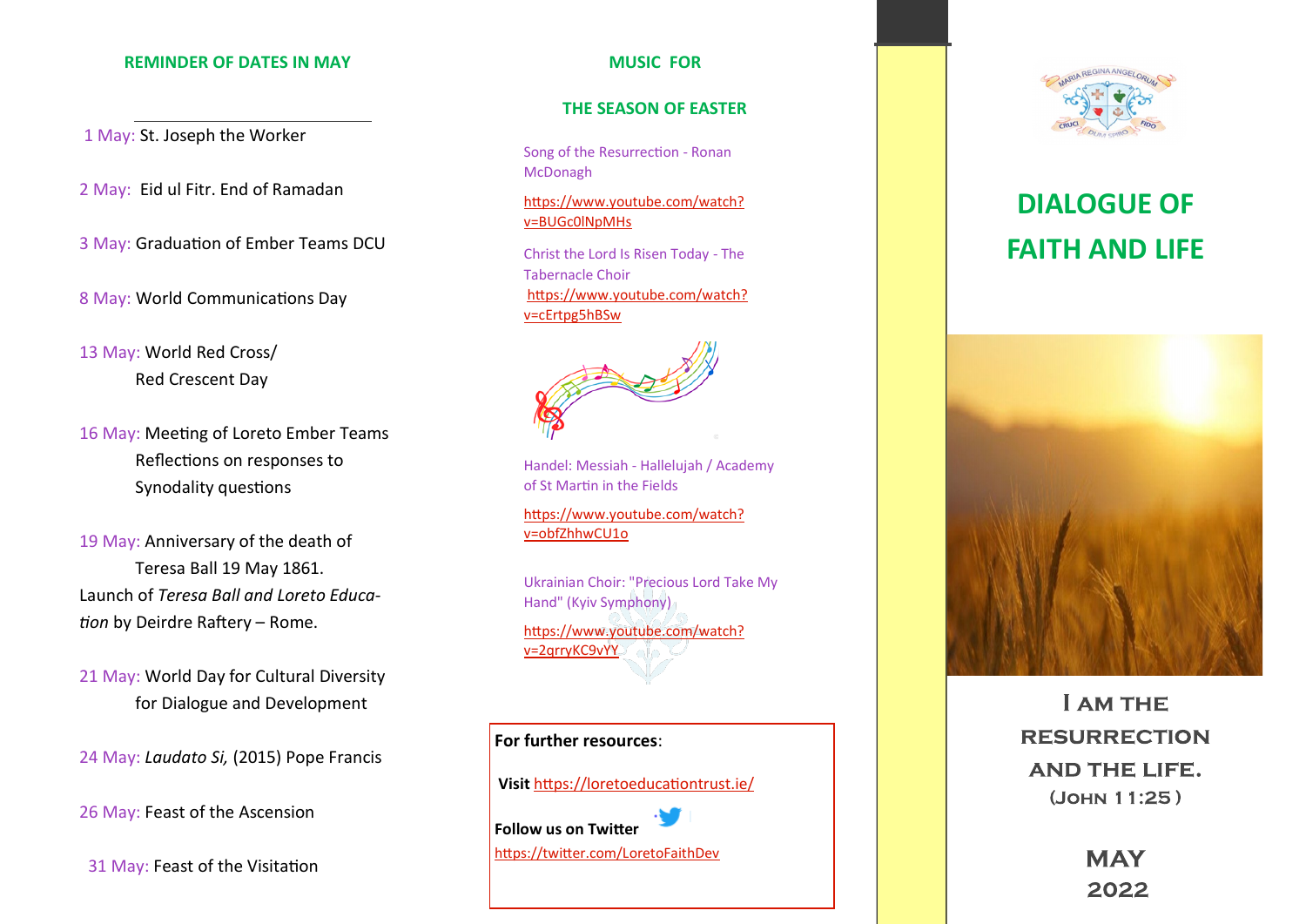## REMINDER OF DATES IN MAY

1 May: St. Joseph the Worker

2 May: Eid ul Fitr. End of Ramadan

3 May: Graduation of Ember Teams DCU

8 May: World Communications Day

13 May: World Red Cross/ Red Crescent Day

16 May: Meeting of Loreto Ember Teams Reflections on responses to Synodality questions

19 May: Anniversary of the death of Teresa Ball 19 May 1861.
Launch of *Teresa Ball and Loreto Education* by Deirdre Raftery – Rome.

21 May: World Day for Cultural Diversity for Dialogue and Development

24 May: *Laudato Si,* (2015) Pope Francis

26 May: Feast of the Ascension

31 May: Feast of the Visitation

## MUSIC FOR THE SEASON OF EASTER

Song of the Resurrection - Ronan McDonagh

https://www.youtube.com/watch?v=BUGc0lNpMHs

Christ the Lord Is Risen Today - The Tabernacle Choir

https://www.youtube.com/watch?v=cErtpg5hBSw

Handel: Messiah - Hallelujah / Academy of St Martin in the Fields

https://www.youtube.com/watch?v=obfZhhwCU1o

Ukrainian Choir: "Precious Lord Take My Hand" (Kyiv Symphony)

https://www.youtube.com/watch?v=2qrryKC9vYY

**For further resources**:

**Visit** https://loretoeducationtrust.ie/

**Follow us on Twitter**
https://twitter.com/LoretoFaithDev

MARIA REGINA ANGELORUM
CRUCI FIDO
DUM SPIRO

# DIALOGUE OF FAITH AND LIFE

I AM THE RESURRECTION AND THE LIFE.
(JOHN 11:25)

MAY 2022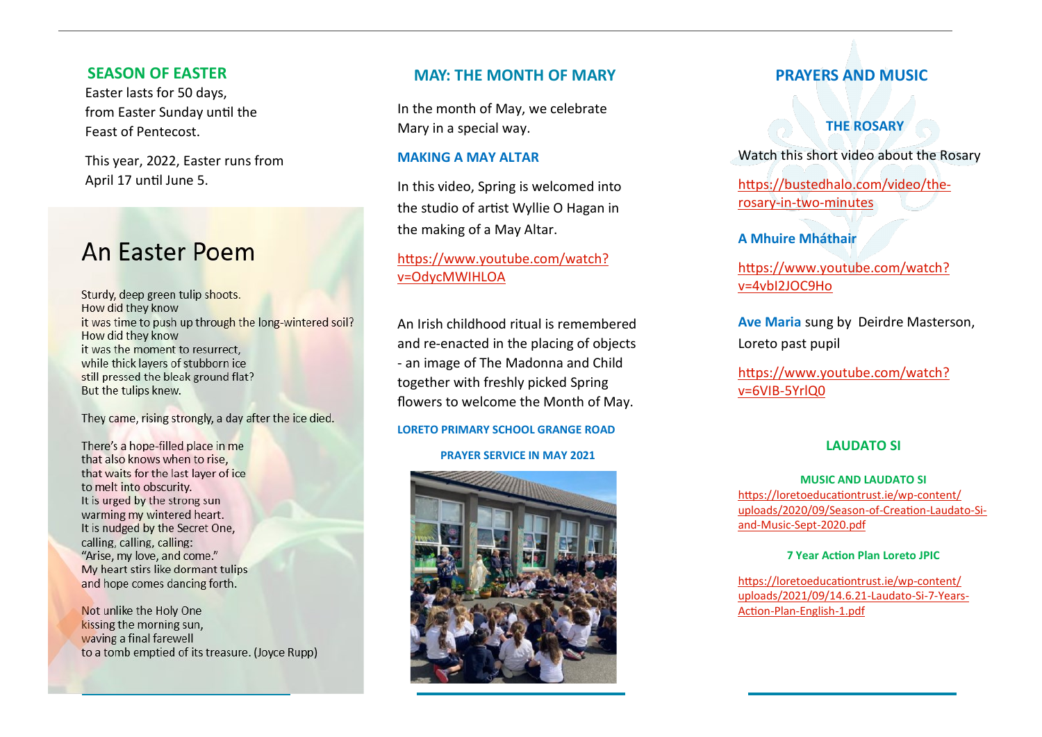## SEASON OF EASTER

Easter lasts for 50 days, from Easter Sunday until the Feast of Pentecost.

This year, 2022, Easter runs from April 17 until June 5.

# An Easter Poem

Sturdy, deep green tulip shoots.
How did they know
it was time to push up through the long-wintered soil?
How did they know
it was the moment to resurrect,
while thick layers of stubborn ice
still pressed the bleak ground flat?
But the tulips knew.

They came, rising strongly, a day after the ice died.

There's a hope-filled place in me
that also knows when to rise,
that waits for the last layer of ice
to melt into obscurity.
It is urged by the strong sun
warming my wintered heart.
It is nudged by the Secret One,
calling, calling, calling:
"Arise, my love, and come."
My heart stirs like dormant tulips
and hope comes dancing forth.

Not unlike the Holy One
kissing the morning sun,
waving a final farewell
to a tomb emptied of its treasure. (Joyce Rupp)

## MAY: THE MONTH OF MARY

In the month of May, we celebrate Mary in a special way.

### MAKING A MAY ALTAR

In this video, Spring is welcomed into the studio of artist Wyllie O Hagan in the making of a May Altar.

https://www.youtube.com/watch?v=OdycMWIHLOA

An Irish childhood ritual is remembered and re-enacted in the placing of objects - an image of The Madonna and Child together with freshly picked Spring flowers to welcome the Month of May.

**LORETO PRIMARY SCHOOL GRANGE ROAD**

**PRAYER SERVICE IN MAY 2021**

## PRAYERS AND MUSIC

### THE ROSARY

Watch this short video about the Rosary

https://bustedhalo.com/video/the-rosary-in-two-minutes

### A Mhuire Mháthair

https://www.youtube.com/watch?v=4vbI2JOC9Ho

**Ave Maria** sung by Deirdre Masterson, Loreto past pupil

https://www.youtube.com/watch?v=6VIB-5YrlQ0

### LAUDATO SI

**MUSIC AND LAUDATO SI**

https://loretoeducationtrust.ie/wp-content/uploads/2020/09/Season-of-Creation-Laudato-Si-and-Music-Sept-2020.pdf

**7 Year Action Plan Loreto JPIC**

https://loretoeducationtrust.ie/wp-content/uploads/2021/09/14.6.21-Laudato-Si-7-Years-Action-Plan-English-1.pdf